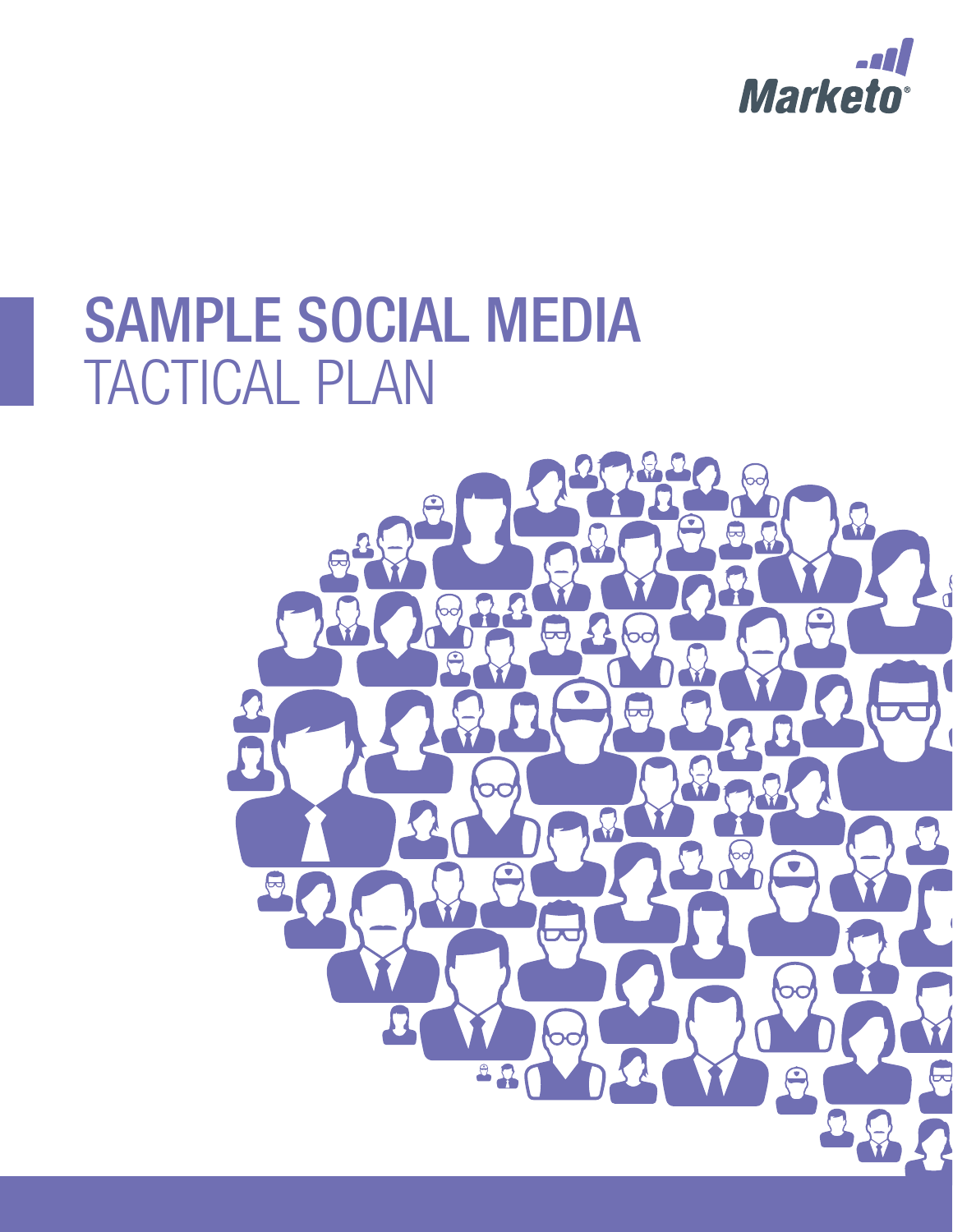Marketo®

# SAMPLE SOCIAL MEDIA TACTICAL PLAN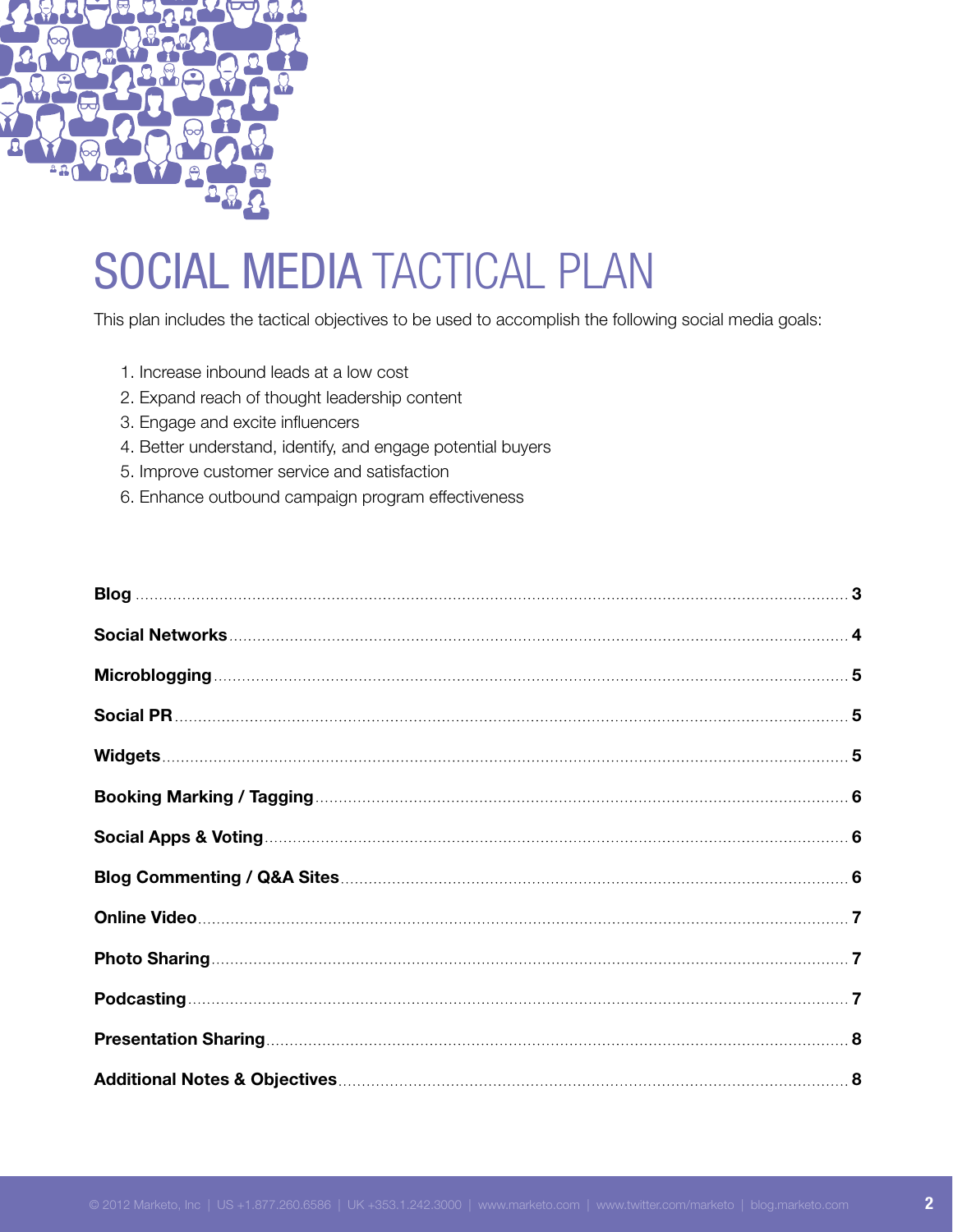# SOCIAL MEDIA TACTICAL PLAN

This plan includes the tactical objectives to be used to accomplish the following social media goals:

1. Increase inbound leads at a low cost
2. Expand reach of thought leadership content
3. Engage and excite influencers
4. Better understand, identify, and engage potential buyers
5. Improve customer service and satisfaction
6. Enhance outbound campaign program effectiveness

**Blog** .......... 3

**Social Networks** .......... 4

**Microblogging** .......... 5

**Social PR** .......... 5

**Widgets** .......... 5

**Booking Marking / Tagging** .......... 6

**Social Apps & Voting** .......... 6

**Blog Commenting / Q&A Sites** .......... 6

**Online Video** .......... 7

**Photo Sharing** .......... 7

**Podcasting** .......... 7

**Presentation Sharing** .......... 8

**Additional Notes & Objectives** .......... 8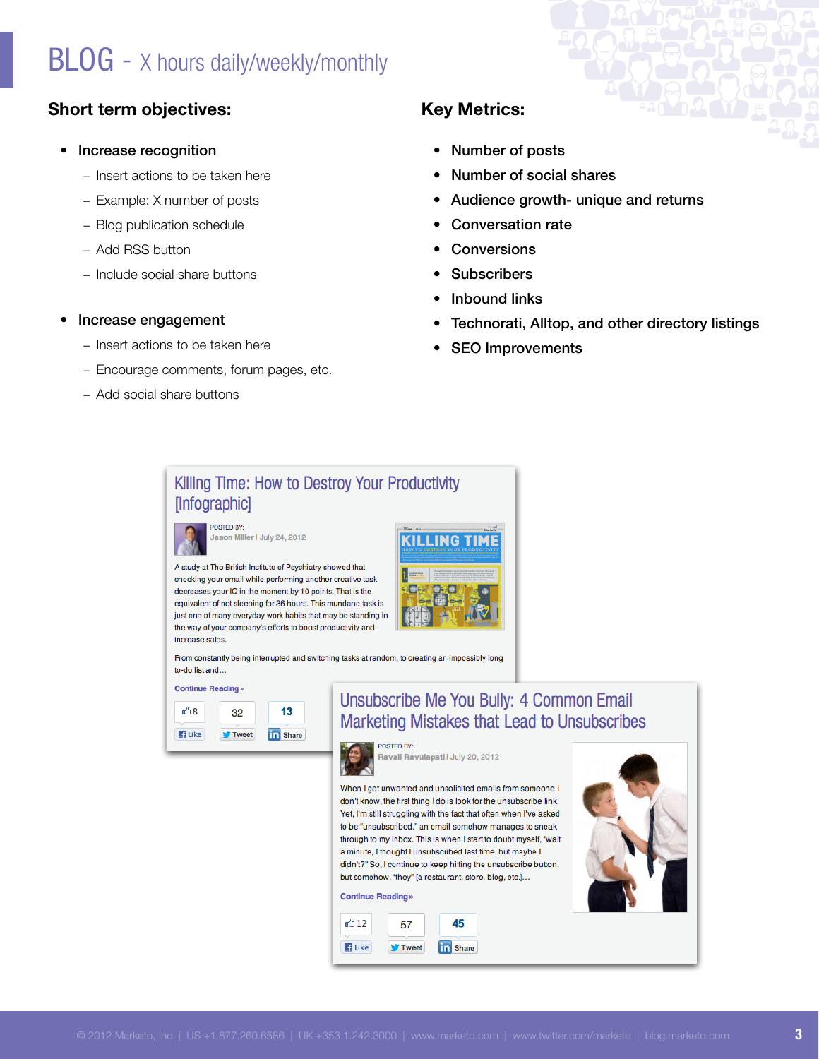# BLOG - X hours daily/weekly/monthly

**Short term objectives:**

- Increase recognition
  - Insert actions to be taken here
  - Example: X number of posts
  - Blog publication schedule
  - Add RSS button
  - Include social share buttons
- Increase engagement
  - Insert actions to be taken here
  - Encourage comments, forum pages, etc.
  - Add social share buttons

**Key Metrics:**

- Number of posts
- Number of social shares
- Audience growth- unique and returns
- Conversation rate
- Conversions
- Subscribers
- Inbound links
- Technorati, Alltop, and other directory listings
- SEO Improvements

### Killing Time: How to Destroy Your Productivity [Infographic]

POSTED BY:
Jason Miller | July 24, 2012

A study at The British Institute of Psychiatry showed that checking your email while performing another creative task decreases your IQ in the moment by 10 points. That is the equivalent of not sleeping for 36 hours. This mundane task is just one of many everyday work habits that may be standing in the way of your company's efforts to boost productivity and increase sales.

From constantly being interrupted and switching tasks at random, to creating an impossibly long to-do list and…

Continue Reading »

8 Like | 32 Tweet | 13 Share

### Unsubscribe Me You Bully: 4 Common Email Marketing Mistakes that Lead to Unsubscribes

POSTED BY:
Ravali Ravulapati | July 20, 2012

When I get unwanted and unsolicited emails from someone I don't know, the first thing I do is look for the unsubscribe link. Yet, I'm still struggling with the fact that often when I've asked to be "unsubscribed," an email somehow manages to sneak through to my inbox. This is when I start to doubt myself, "wait a minute, I thought I unsubscribed last time, but maybe I didn't?" So, I continue to keep hitting the unsubscribe button, but somehow, "they" [a restaurant, store, blog, etc.]…

Continue Reading »

12 Like | 57 Tweet | 45 Share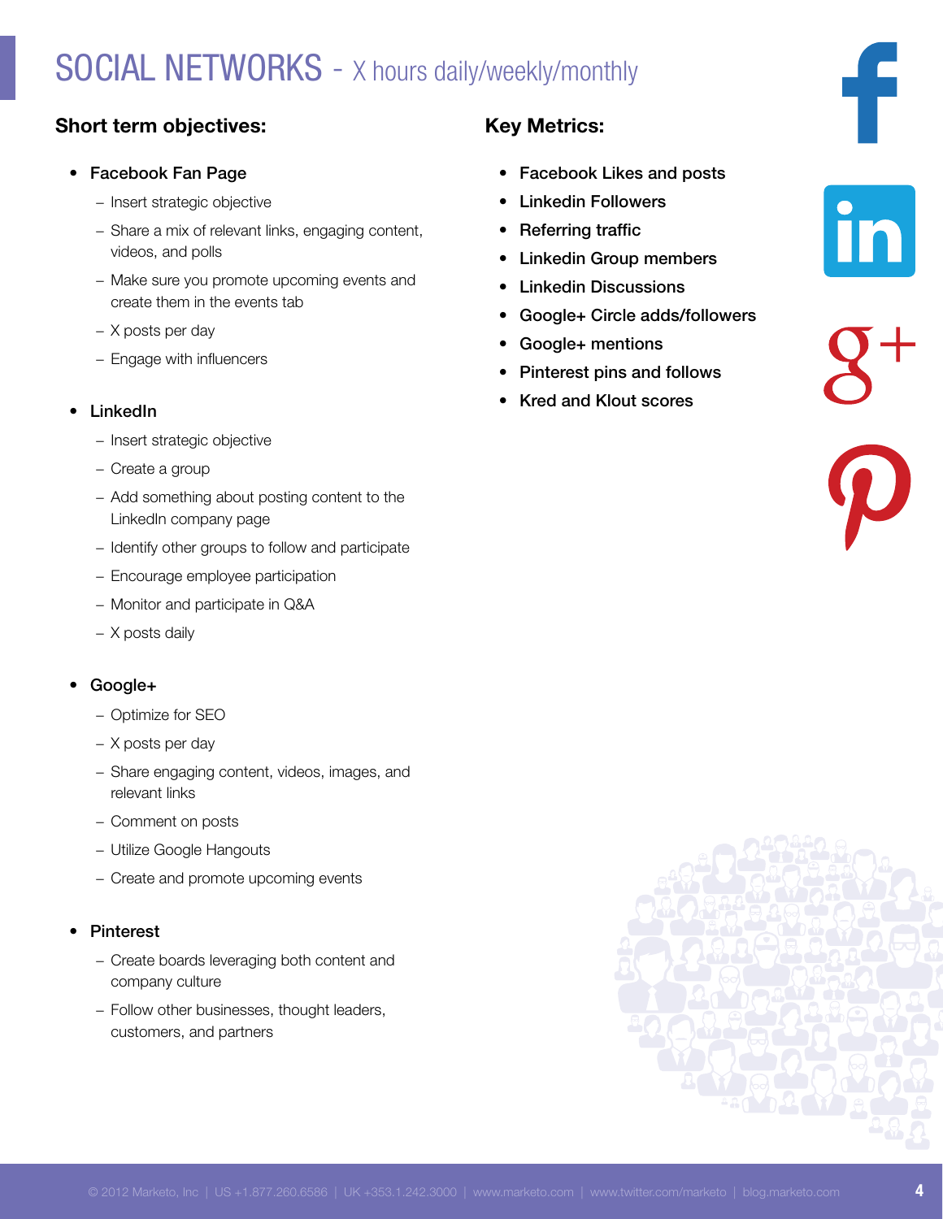# SOCIAL NETWORKS - X hours daily/weekly/monthly

### Short term objectives:

- Facebook Fan Page
  - Insert strategic objective
  - Share a mix of relevant links, engaging content, videos, and polls
  - Make sure you promote upcoming events and create them in the events tab
  - X posts per day
  - Engage with influencers

- LinkedIn
  - Insert strategic objective
  - Create a group
  - Add something about posting content to the LinkedIn company page
  - Identify other groups to follow and participate
  - Encourage employee participation
  - Monitor and participate in Q&A
  - X posts daily

- Google+
  - Optimize for SEO
  - X posts per day
  - Share engaging content, videos, images, and relevant links
  - Comment on posts
  - Utilize Google Hangouts
  - Create and promote upcoming events

- Pinterest
  - Create boards leveraging both content and company culture
  - Follow other businesses, thought leaders, customers, and partners

### Key Metrics:

- Facebook Likes and posts
- Linkedin Followers
- Referring traffic
- Linkedin Group members
- Linkedin Discussions
- Google+ Circle adds/followers
- Google+ mentions
- Pinterest pins and follows
- Kred and Klout scores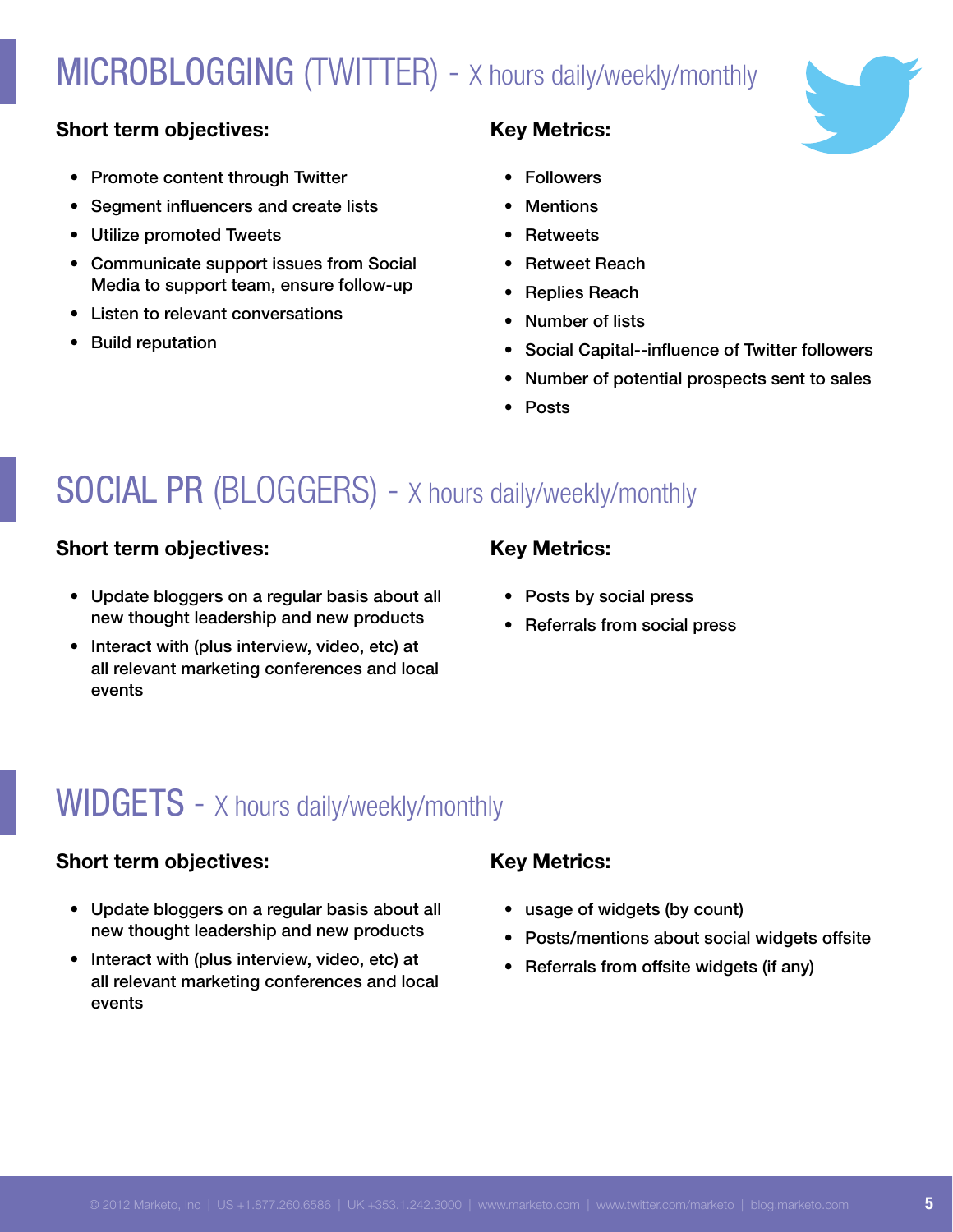# MICROBLOGGING (TWITTER) - X hours daily/weekly/monthly

**Short term objectives:**

- Promote content through Twitter
- Segment influencers and create lists
- Utilize promoted Tweets
- Communicate support issues from Social Media to support team, ensure follow-up
- Listen to relevant conversations
- Build reputation

**Key Metrics:**

- Followers
- Mentions
- Retweets
- Retweet Reach
- Replies Reach
- Number of lists
- Social Capital--influence of Twitter followers
- Number of potential prospects sent to sales
- Posts

# SOCIAL PR (BLOGGERS) - X hours daily/weekly/monthly

**Short term objectives:**

- Update bloggers on a regular basis about all new thought leadership and new products
- Interact with (plus interview, video, etc) at all relevant marketing conferences and local events

**Key Metrics:**

- Posts by social press
- Referrals from social press

# WIDGETS - X hours daily/weekly/monthly

**Short term objectives:**

- Update bloggers on a regular basis about all new thought leadership and new products
- Interact with (plus interview, video, etc) at all relevant marketing conferences and local events

**Key Metrics:**

- usage of widgets (by count)
- Posts/mentions about social widgets offsite
- Referrals from offsite widgets (if any)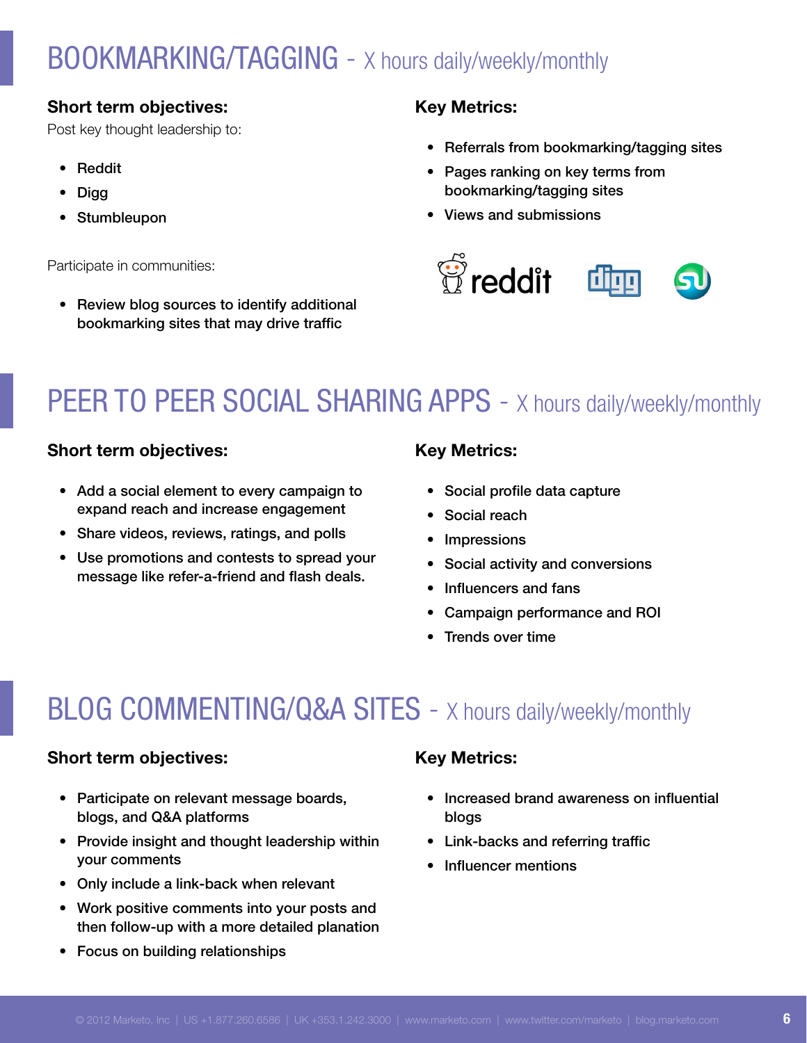# BOOKMARKING/TAGGING - X hours daily/weekly/monthly

**Short term objectives:**

Post key thought leadership to:

- Reddit
- Digg
- Stumbleupon

Participate in communities:

- Review blog sources to identify additional bookmarking sites that may drive traffic

**Key Metrics:**

- Referrals from bookmarking/tagging sites
- Pages ranking on key terms from bookmarking/tagging sites
- Views and submissions

# PEER TO PEER SOCIAL SHARING APPS - X hours daily/weekly/monthly

**Short term objectives:**

- Add a social element to every campaign to expand reach and increase engagement
- Share videos, reviews, ratings, and polls
- Use promotions and contests to spread your message like refer-a-friend and flash deals.

**Key Metrics:**

- Social profile data capture
- Social reach
- Impressions
- Social activity and conversions
- Influencers and fans
- Campaign performance and ROI
- Trends over time

# BLOG COMMENTING/Q&A SITES - X hours daily/weekly/monthly

**Short term objectives:**

- Participate on relevant message boards, blogs, and Q&A platforms
- Provide insight and thought leadership within your comments
- Only include a link-back when relevant
- Work positive comments into your posts and then follow-up with a more detailed planation
- Focus on building relationships

**Key Metrics:**

- Increased brand awareness on influential blogs
- Link-backs and referring traffic
- Influencer mentions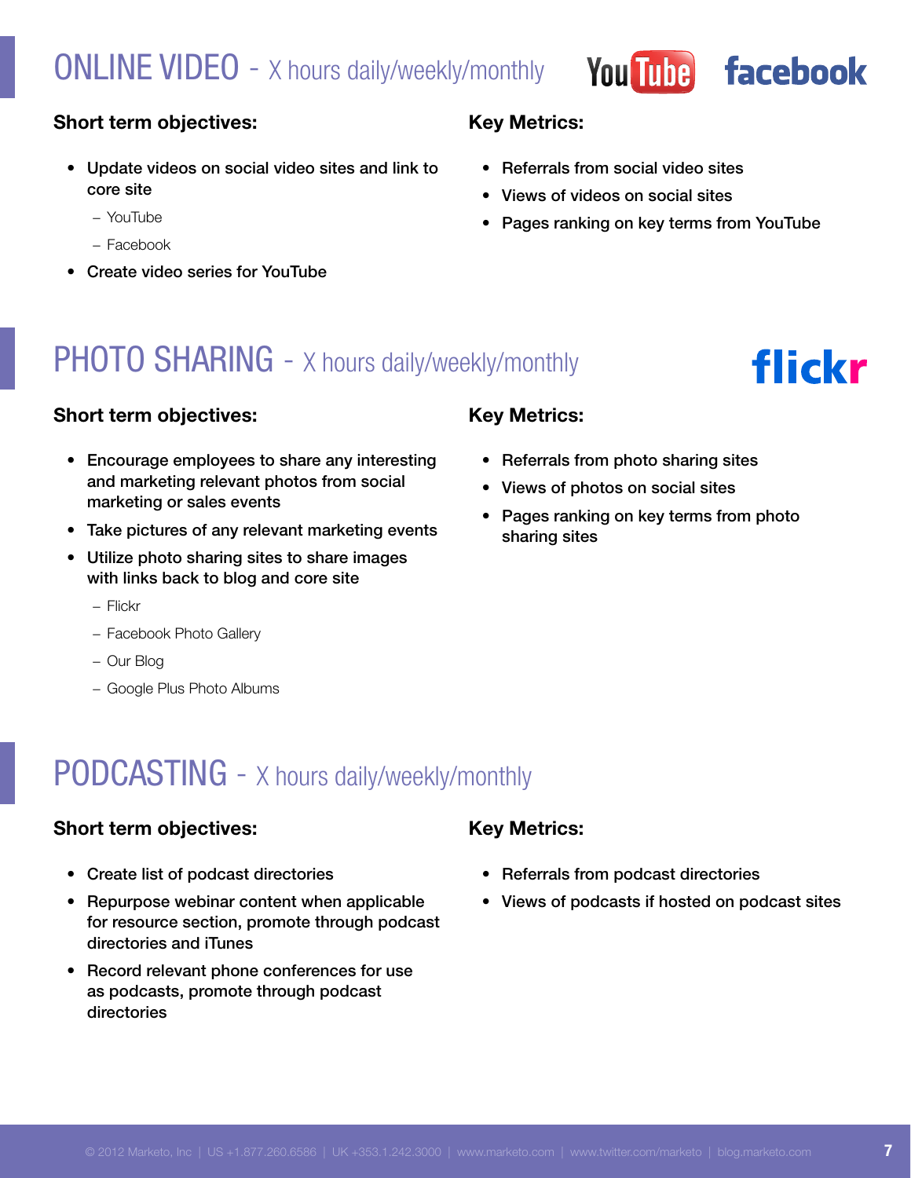## ONLINE VIDEO - X hours daily/weekly/monthly

**Short term objectives:**

- Update videos on social video sites and link to core site
  - YouTube
  - Facebook
- Create video series for YouTube

**Key Metrics:**

- Referrals from social video sites
- Views of videos on social sites
- Pages ranking on key terms from YouTube

## PHOTO SHARING - X hours daily/weekly/monthly

**Short term objectives:**

- Encourage employees to share any interesting and marketing relevant photos from social marketing or sales events
- Take pictures of any relevant marketing events
- Utilize photo sharing sites to share images with links back to blog and core site
  - Flickr
  - Facebook Photo Gallery
  - Our Blog
  - Google Plus Photo Albums

**Key Metrics:**

- Referrals from photo sharing sites
- Views of photos on social sites
- Pages ranking on key terms from photo sharing sites

## PODCASTING - X hours daily/weekly/monthly

**Short term objectives:**

- Create list of podcast directories
- Repurpose webinar content when applicable for resource section, promote through podcast directories and iTunes
- Record relevant phone conferences for use as podcasts, promote through podcast directories

**Key Metrics:**

- Referrals from podcast directories
- Views of podcasts if hosted on podcast sites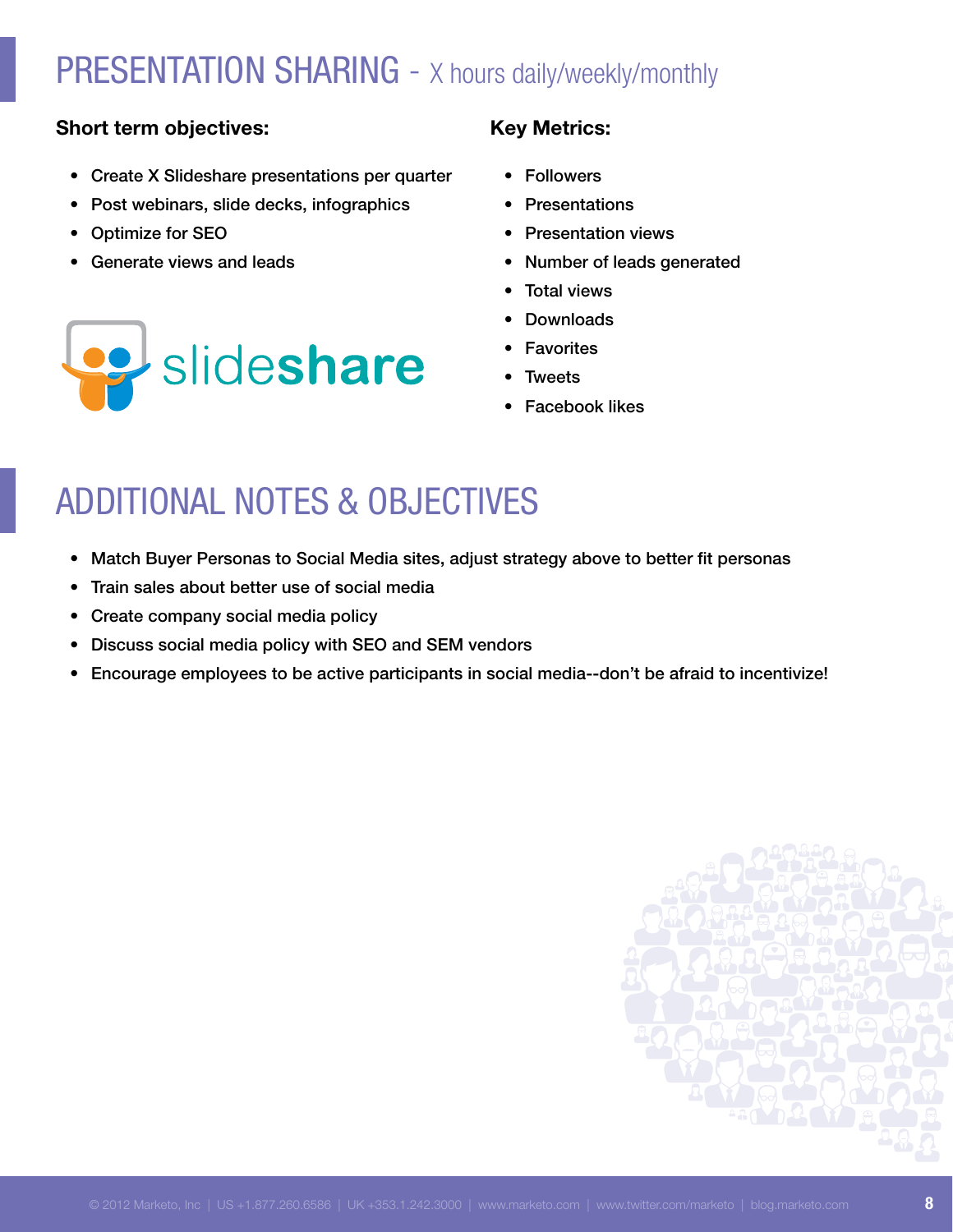## PRESENTATION SHARING - X hours daily/weekly/monthly

**Short term objectives:**

- Create X Slideshare presentations per quarter
- Post webinars, slide decks, infographics
- Optimize for SEO
- Generate views and leads

**Key Metrics:**

- Followers
- Presentations
- Presentation views
- Number of leads generated
- Total views
- Downloads
- Favorites
- Tweets
- Facebook likes

## ADDITIONAL NOTES & OBJECTIVES

- Match Buyer Personas to Social Media sites, adjust strategy above to better fit personas
- Train sales about better use of social media
- Create company social media policy
- Discuss social media policy with SEO and SEM vendors
- Encourage employees to be active participants in social media--don't be afraid to incentivize!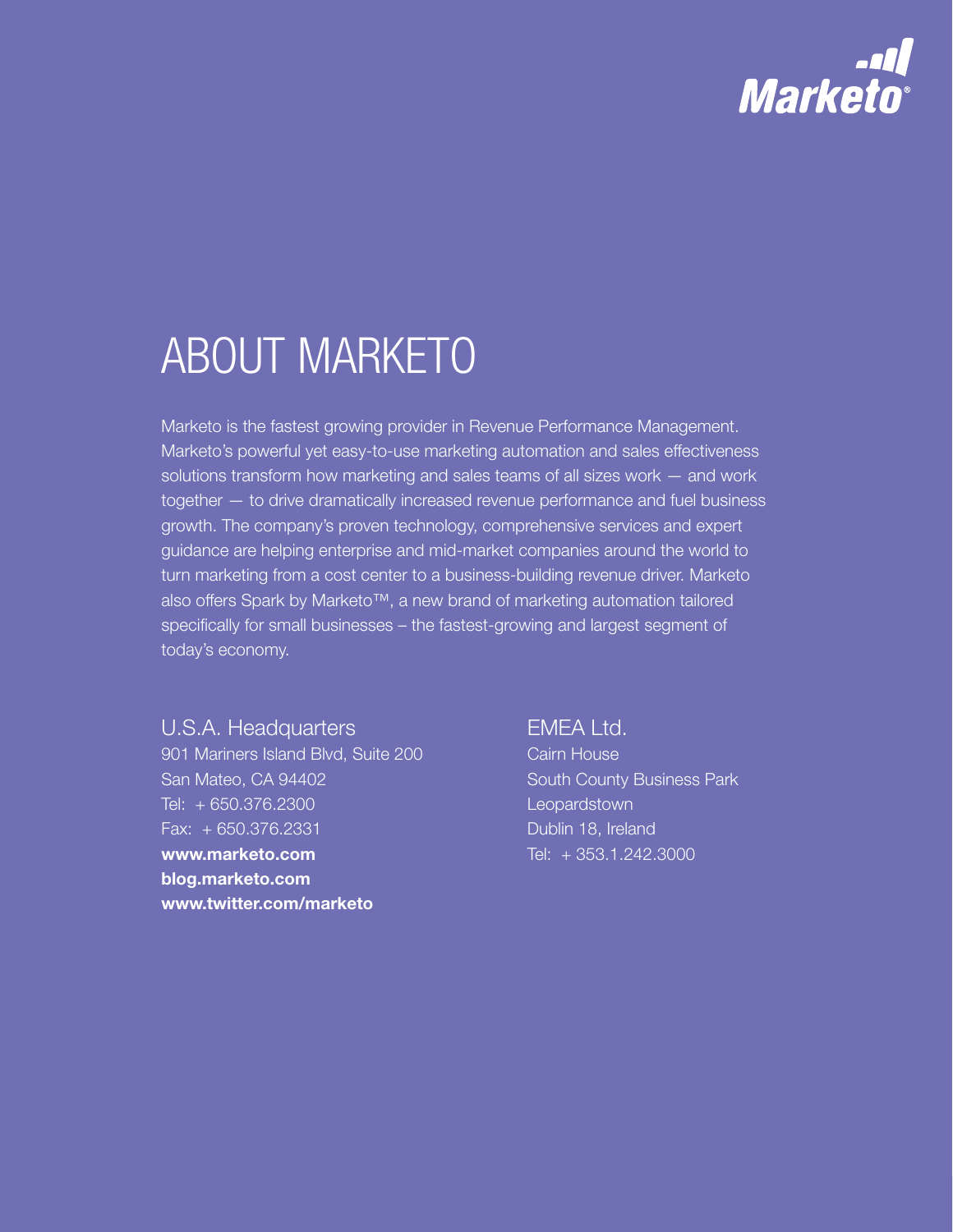Marketo®

# ABOUT MARKETO

Marketo is the fastest growing provider in Revenue Performance Management. Marketo's powerful yet easy-to-use marketing automation and sales effectiveness solutions transform how marketing and sales teams of all sizes work — and work together — to drive dramatically increased revenue performance and fuel business growth. The company's proven technology, comprehensive services and expert guidance are helping enterprise and mid-market companies around the world to turn marketing from a cost center to a business-building revenue driver. Marketo also offers Spark by Marketo™, a new brand of marketing automation tailored specifically for small businesses – the fastest-growing and largest segment of today's economy.

U.S.A. Headquarters
901 Mariners Island Blvd, Suite 200
San Mateo, CA 94402
Tel: + 650.376.2300
Fax: + 650.376.2331
**www.marketo.com**
**blog.marketo.com**
**www.twitter.com/marketo**

EMEA Ltd.
Cairn House
South County Business Park
Leopardstown
Dublin 18, Ireland
Tel: + 353.1.242.3000